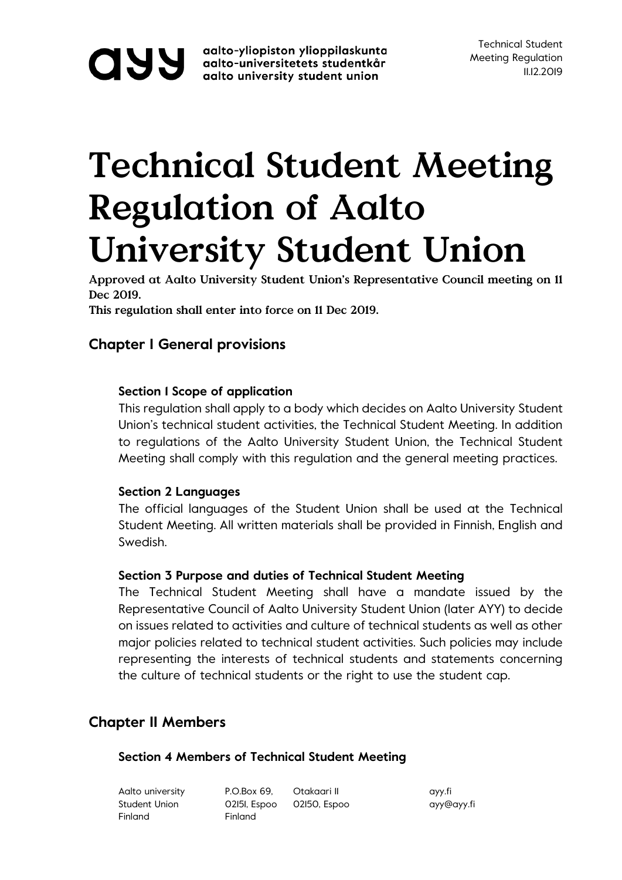# Technical Student Meeting Regulation of Aalto University Student Union

**Approved at Aalto University Student Union's Representative Council meeting on 11 Dec 2019.**
**This regulation shall enter into force on 11 Dec 2019.**

## Chapter I General provisions

### Section 1 Scope of application

This regulation shall apply to a body which decides on Aalto University Student Union's technical student activities, the Technical Student Meeting. In addition to regulations of the Aalto University Student Union, the Technical Student Meeting shall comply with this regulation and the general meeting practices.

### Section 2 Languages

The official languages of the Student Union shall be used at the Technical Student Meeting. All written materials shall be provided in Finnish, English and Swedish.

### Section 3 Purpose and duties of Technical Student Meeting

The Technical Student Meeting shall have a mandate issued by the Representative Council of Aalto University Student Union (later AYY) to decide on issues related to activities and culture of technical students as well as other major policies related to technical student activities. Such policies may include representing the interests of technical students and statements concerning the culture of technical students or the right to use the student cap.

## Chapter II Members

### Section 4 Members of Technical Student Meeting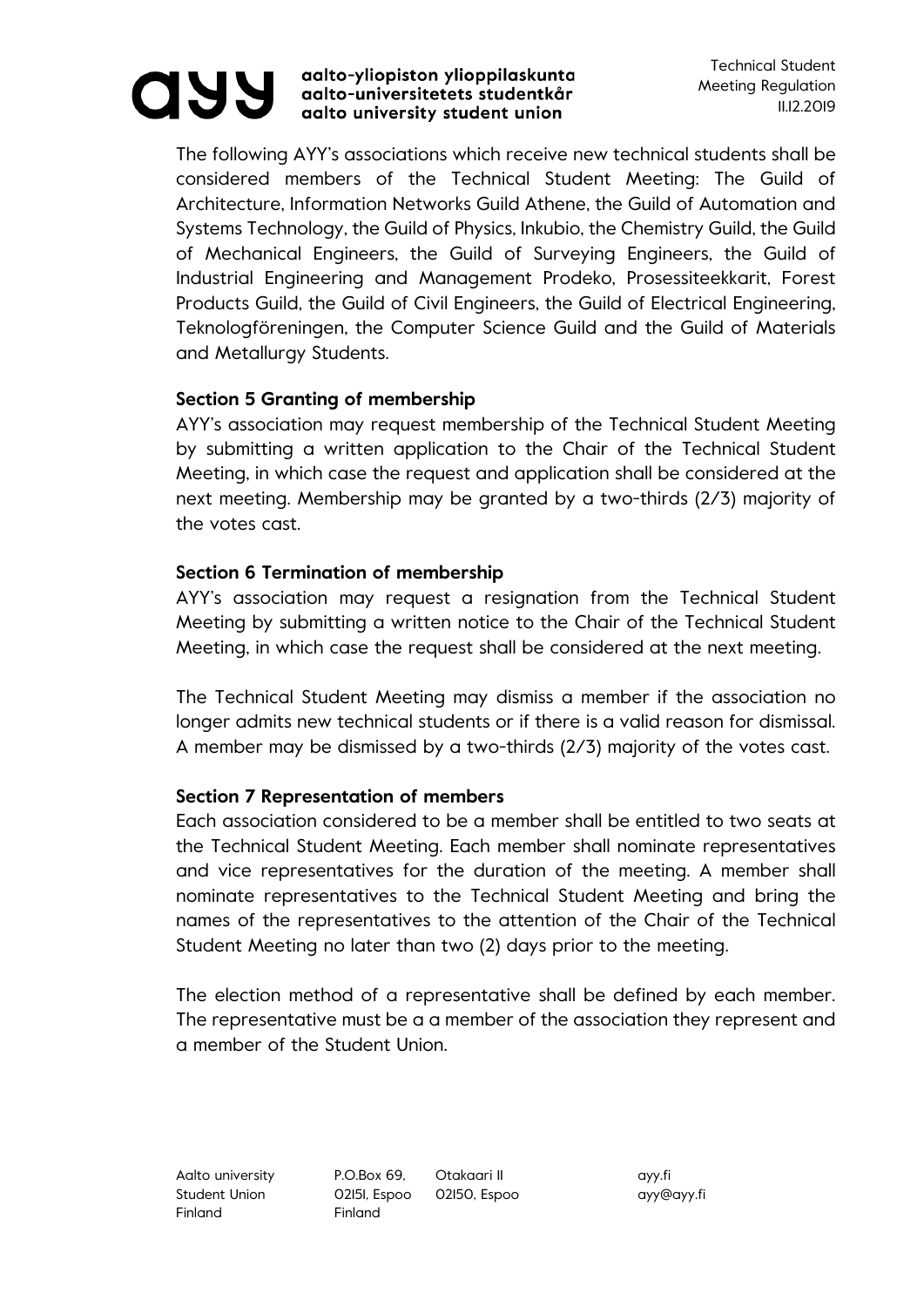The following AYY's associations which receive new technical students shall be considered members of the Technical Student Meeting: The Guild of Architecture, Information Networks Guild Athene, the Guild of Automation and Systems Technology, the Guild of Physics, Inkubio, the Chemistry Guild, the Guild of Mechanical Engineers, the Guild of Surveying Engineers, the Guild of Industrial Engineering and Management Prodeko, Prosessiteekkarit, Forest Products Guild, the Guild of Civil Engineers, the Guild of Electrical Engineering, Teknologföreningen, the Computer Science Guild and the Guild of Materials and Metallurgy Students.

**Section 5 Granting of membership**

AYY's association may request membership of the Technical Student Meeting by submitting a written application to the Chair of the Technical Student Meeting, in which case the request and application shall be considered at the next meeting. Membership may be granted by a two-thirds (2/3) majority of the votes cast.

**Section 6 Termination of membership**

AYY's association may request a resignation from the Technical Student Meeting by submitting a written notice to the Chair of the Technical Student Meeting, in which case the request shall be considered at the next meeting.

The Technical Student Meeting may dismiss a member if the association no longer admits new technical students or if there is a valid reason for dismissal. A member may be dismissed by a two-thirds (2/3) majority of the votes cast.

**Section 7 Representation of members**

Each association considered to be a member shall be entitled to two seats at the Technical Student Meeting. Each member shall nominate representatives and vice representatives for the duration of the meeting. A member shall nominate representatives to the Technical Student Meeting and bring the names of the representatives to the attention of the Chair of the Technical Student Meeting no later than two (2) days prior to the meeting.

The election method of a representative shall be defined by each member. The representative must be a a member of the association they represent and a member of the Student Union.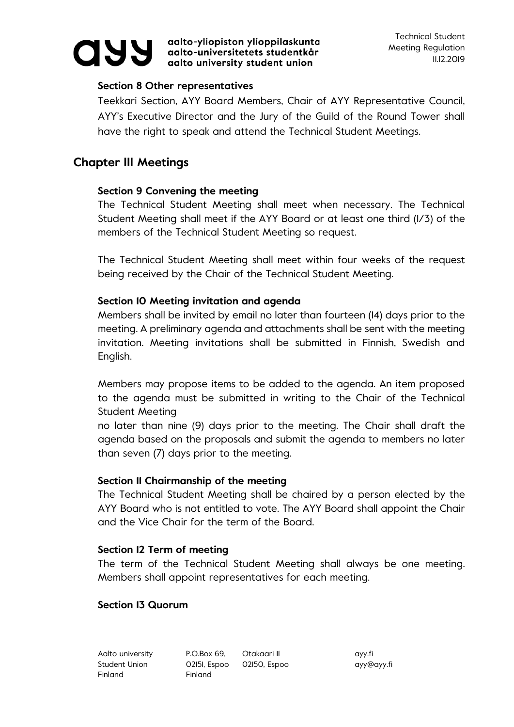### Section 8 Other representatives

Teekkari Section, AYY Board Members, Chair of AYY Representative Council, AYY's Executive Director and the Jury of the Guild of the Round Tower shall have the right to speak and attend the Technical Student Meetings.

## Chapter III Meetings

### Section 9 Convening the meeting

The Technical Student Meeting shall meet when necessary. The Technical Student Meeting shall meet if the AYY Board or at least one third (1/3) of the members of the Technical Student Meeting so request.

The Technical Student Meeting shall meet within four weeks of the request being received by the Chair of the Technical Student Meeting.

### Section 10 Meeting invitation and agenda

Members shall be invited by email no later than fourteen (14) days prior to the meeting. A preliminary agenda and attachments shall be sent with the meeting invitation. Meeting invitations shall be submitted in Finnish, Swedish and English.

Members may propose items to be added to the agenda. An item proposed to the agenda must be submitted in writing to the Chair of the Technical Student Meeting

no later than nine (9) days prior to the meeting. The Chair shall draft the agenda based on the proposals and submit the agenda to members no later than seven (7) days prior to the meeting.

### Section 11 Chairmanship of the meeting

The Technical Student Meeting shall be chaired by a person elected by the AYY Board who is not entitled to vote. The AYY Board shall appoint the Chair and the Vice Chair for the term of the Board.

### Section 12 Term of meeting

The term of the Technical Student Meeting shall always be one meeting. Members shall appoint representatives for each meeting.

### Section 13 Quorum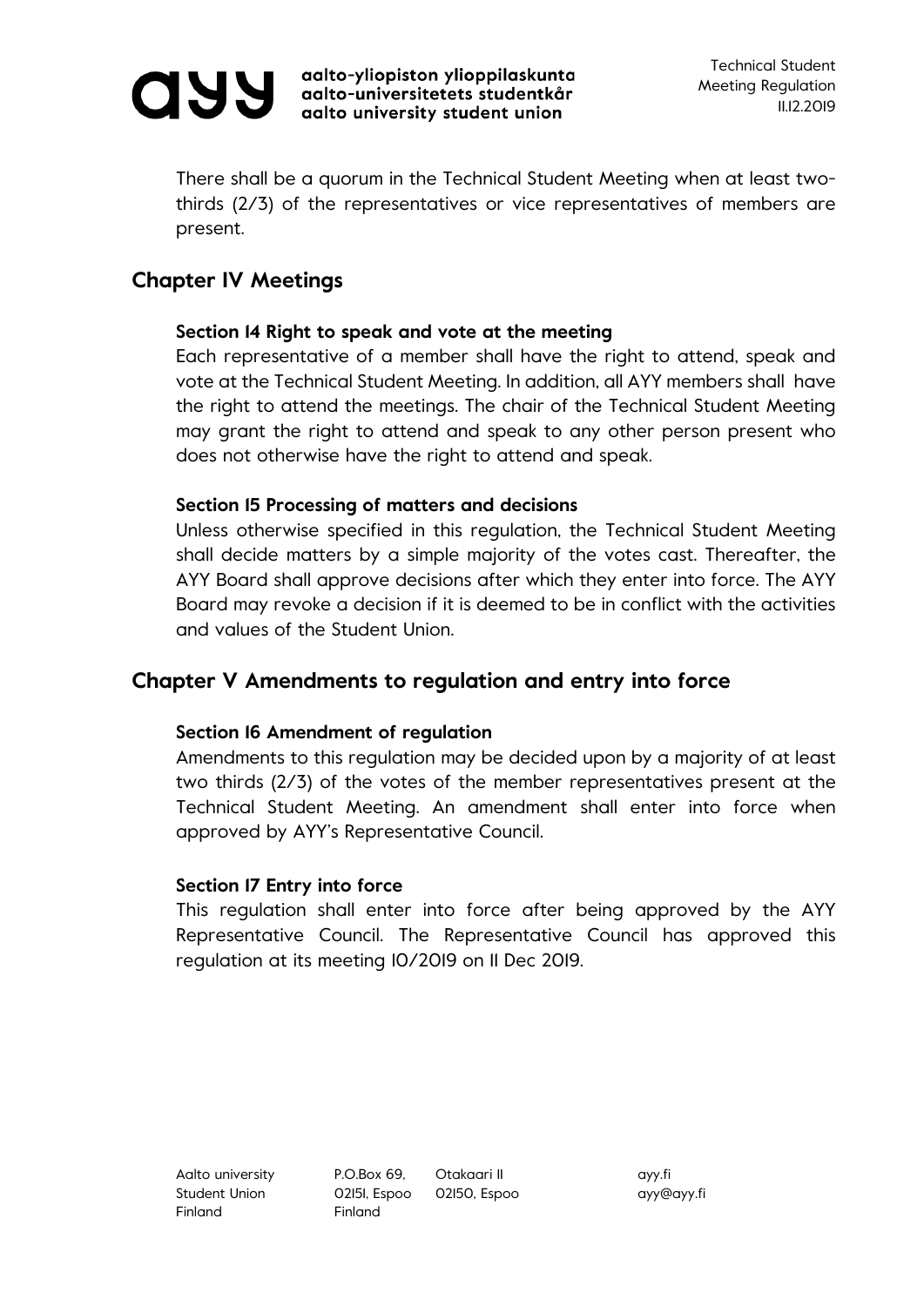There shall be a quorum in the Technical Student Meeting when at least two-thirds (2/3) of the representatives or vice representatives of members are present.

## Chapter IV Meetings

### Section 14 Right to speak and vote at the meeting

Each representative of a member shall have the right to attend, speak and vote at the Technical Student Meeting. In addition, all AYY members shall have the right to attend the meetings. The chair of the Technical Student Meeting may grant the right to attend and speak to any other person present who does not otherwise have the right to attend and speak.

### Section 15 Processing of matters and decisions

Unless otherwise specified in this regulation, the Technical Student Meeting shall decide matters by a simple majority of the votes cast. Thereafter, the AYY Board shall approve decisions after which they enter into force. The AYY Board may revoke a decision if it is deemed to be in conflict with the activities and values of the Student Union.

## Chapter V Amendments to regulation and entry into force

### Section 16 Amendment of regulation

Amendments to this regulation may be decided upon by a majority of at least two thirds (2/3) of the votes of the member representatives present at the Technical Student Meeting. An amendment shall enter into force when approved by AYY's Representative Council.

### Section 17 Entry into force

This regulation shall enter into force after being approved by the AYY Representative Council. The Representative Council has approved this regulation at its meeting 10/2019 on 11 Dec 2019.